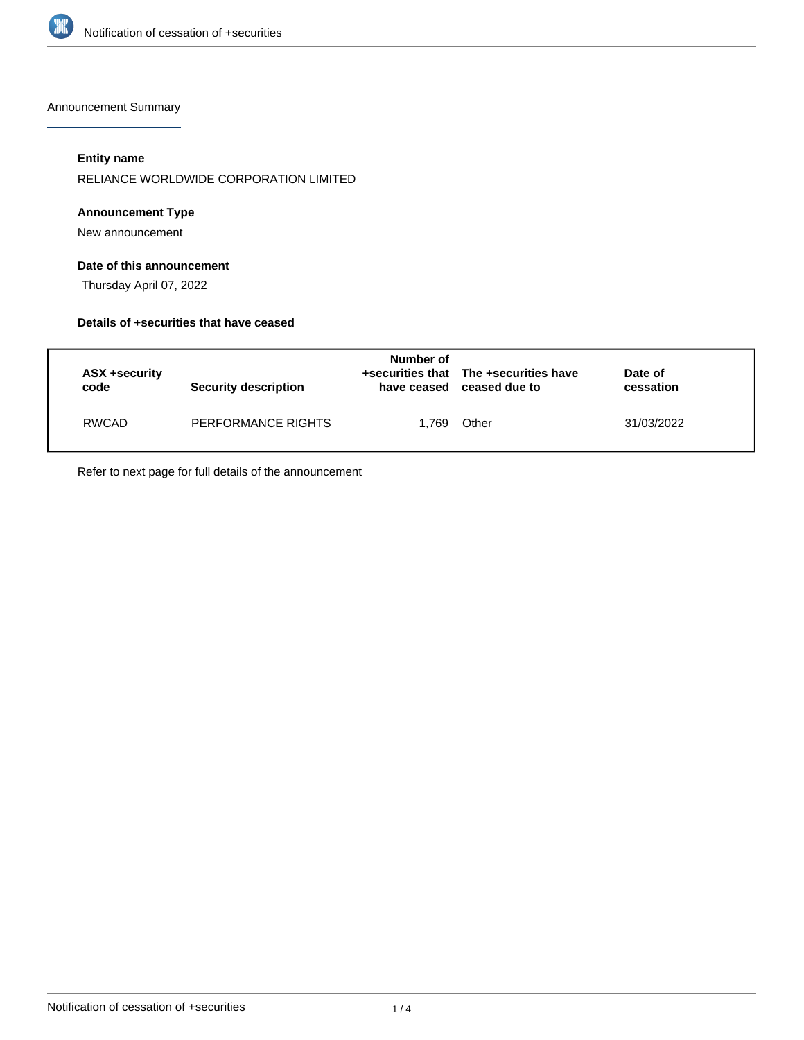## Announcement Summary

### Entity name

RELIANCE WORLDWIDE CORPORATION LIMITED

### Announcement Type

New announcement

### Date of this announcement

Thursday April 07, 2022

### Details of +securities that have ceased

| ASX +security code | Security description | Number of +securities that have ceased | The +securities have ceased due to | Date of cessation |
|---|---|---|---|---|
| RWCAD | PERFORMANCE RIGHTS | 1,769 | Other | 31/03/2022 |

Refer to next page for full details of the announcement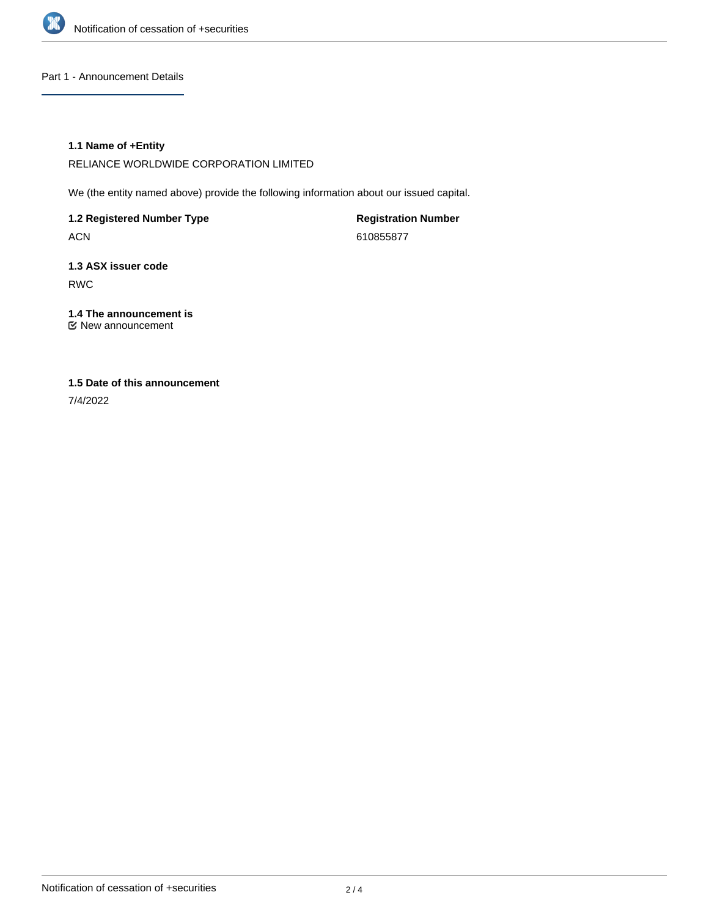## Part 1 - Announcement Details

### 1.1 Name of +Entity

RELIANCE WORLDWIDE CORPORATION LIMITED

We (the entity named above) provide the following information about our issued capital.

| 1.2 Registered Number Type | Registration Number |
|---|---|
| ACN | 610855877 |

### 1.3 ASX issuer code

RWC

### 1.4 The announcement is

☑ New announcement

### 1.5 Date of this announcement

7/4/2022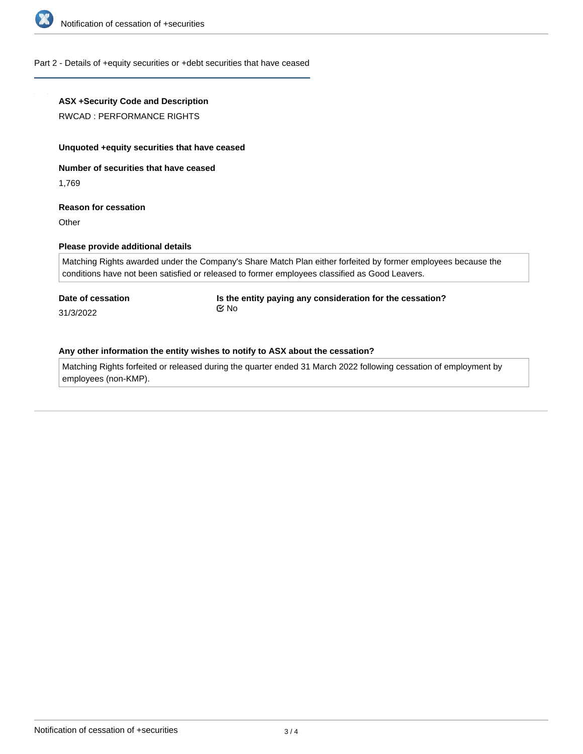## Part 2 - Details of +equity securities or +debt securities that have ceased

**ASX +Security Code and Description**

RWCAD : PERFORMANCE RIGHTS

**Unquoted +equity securities that have ceased**

**Number of securities that have ceased**

1,769

**Reason for cessation**

Other

**Please provide additional details**

Matching Rights awarded under the Company's Share Match Plan either forfeited by former employees because the conditions have not been satisfied or released to former employees classified as Good Leavers.

**Date of cessation**

31/3/2022

**Is the entity paying any consideration for the cessation?**

No

**Any other information the entity wishes to notify to ASX about the cessation?**

Matching Rights forfeited or released during the quarter ended 31 March 2022 following cessation of employment by employees (non-KMP).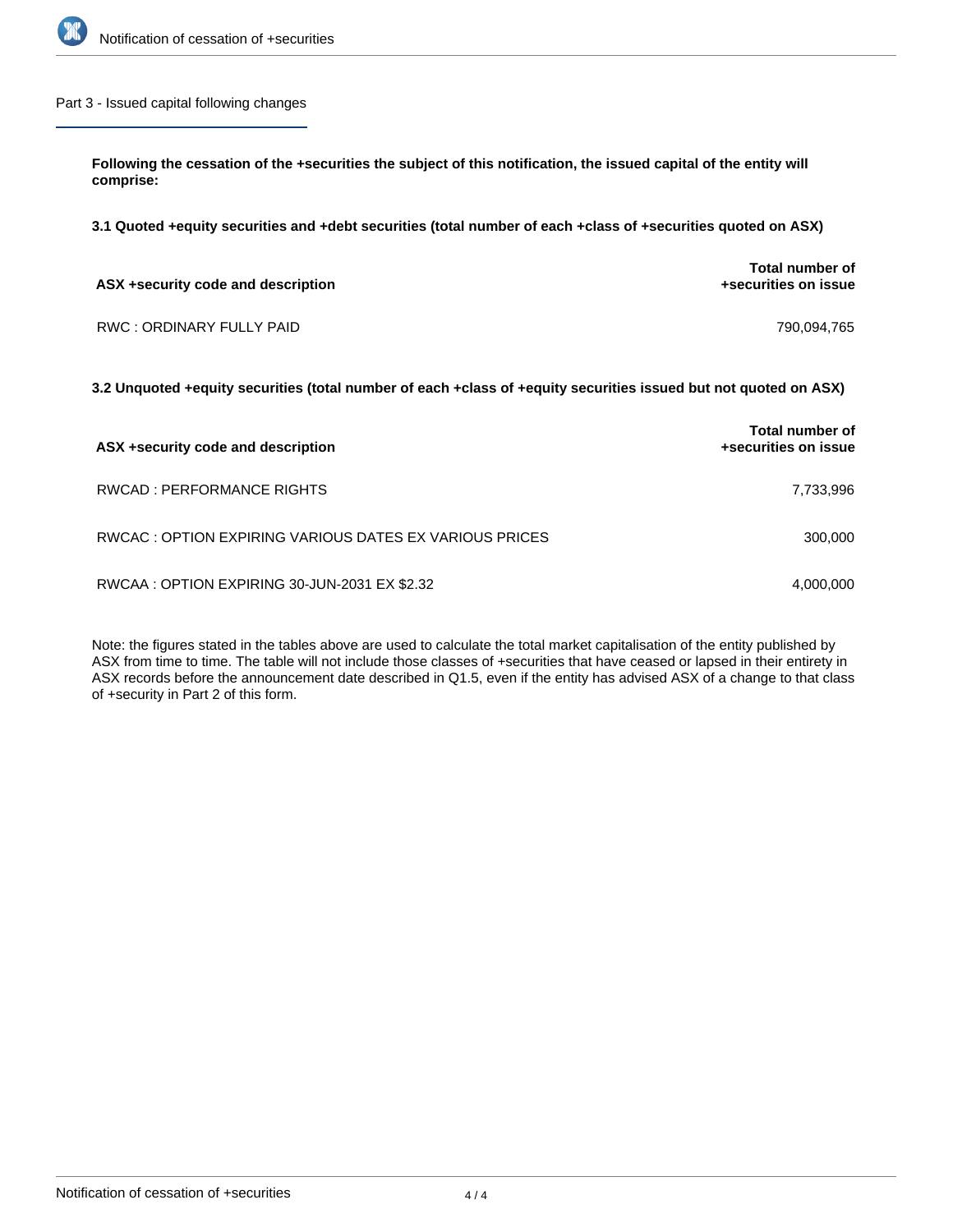## Part 3 - Issued capital following changes

**Following the cessation of the +securities the subject of this notification, the issued capital of the entity will comprise:**

**3.1 Quoted +equity securities and +debt securities (total number of each +class of +securities quoted on ASX)**

| ASX +security code and description | Total number of +securities on issue |
|---|---|
| RWC : ORDINARY FULLY PAID | 790,094,765 |

**3.2 Unquoted +equity securities (total number of each +class of +equity securities issued but not quoted on ASX)**

| ASX +security code and description | Total number of +securities on issue |
|---|---|
| RWCAD : PERFORMANCE RIGHTS | 7,733,996 |
| RWCAC : OPTION EXPIRING VARIOUS DATES EX VARIOUS PRICES | 300,000 |
| RWCAA : OPTION EXPIRING 30-JUN-2031 EX $2.32 | 4,000,000 |

Note: the figures stated in the tables above are used to calculate the total market capitalisation of the entity published by ASX from time to time. The table will not include those classes of +securities that have ceased or lapsed in their entirety in ASX records before the announcement date described in Q1.5, even if the entity has advised ASX of a change to that class of +security in Part 2 of this form.